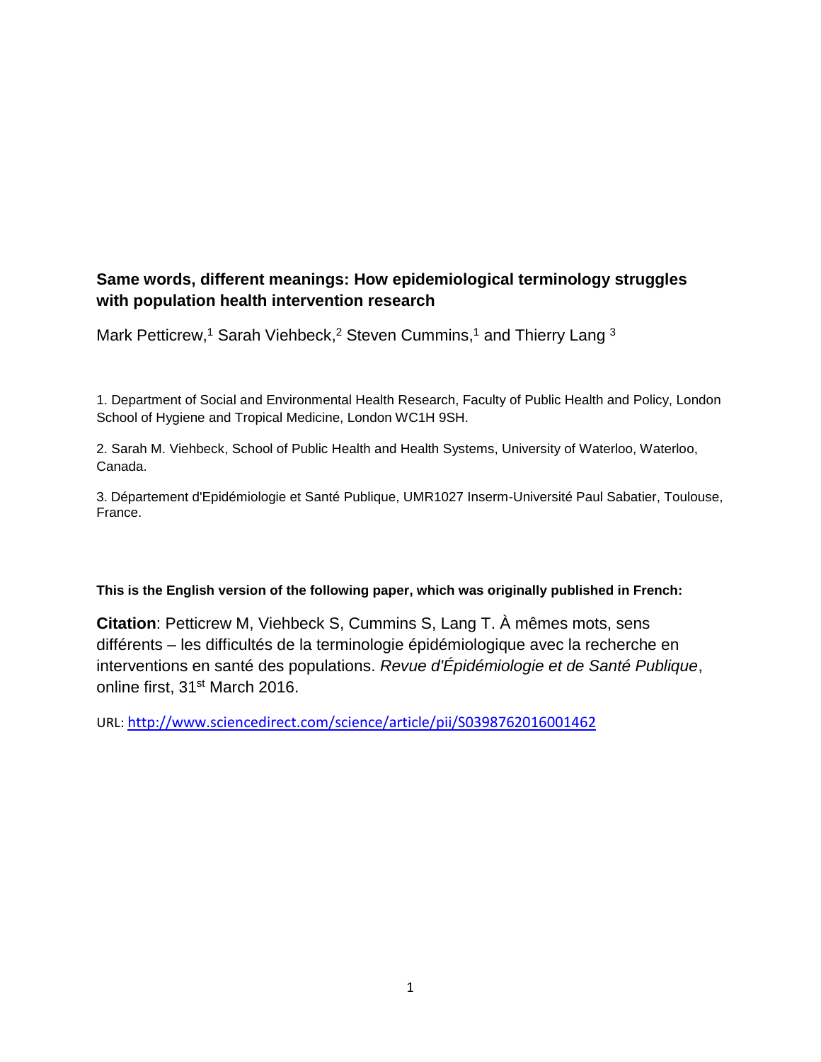# Same words, different meanings: How epidemiological terminology struggles with population health intervention research

Mark Petticrew,[1] Sarah Viehbeck,[2] Steven Cummins,[1] and Thierry Lang [3]

1. Department of Social and Environmental Health Research, Faculty of Public Health and Policy, London School of Hygiene and Tropical Medicine, London WC1H 9SH.

2. Sarah M. Viehbeck, School of Public Health and Health Systems, University of Waterloo, Waterloo, Canada.

3. Département d'Epidémiologie et Santé Publique, UMR1027 Inserm-Université Paul Sabatier, Toulouse, France.

**This is the English version of the following paper, which was originally published in French:**

**Citation**: Petticrew M, Viehbeck S, Cummins S, Lang T. À mêmes mots, sens différents – les difficultés de la terminologie épidémiologique avec la recherche en interventions en santé des populations. *Revue d'Épidémiologie et de Santé Publique*, online first, 31st March 2016.

URL: http://www.sciencedirect.com/science/article/pii/S0398762016001462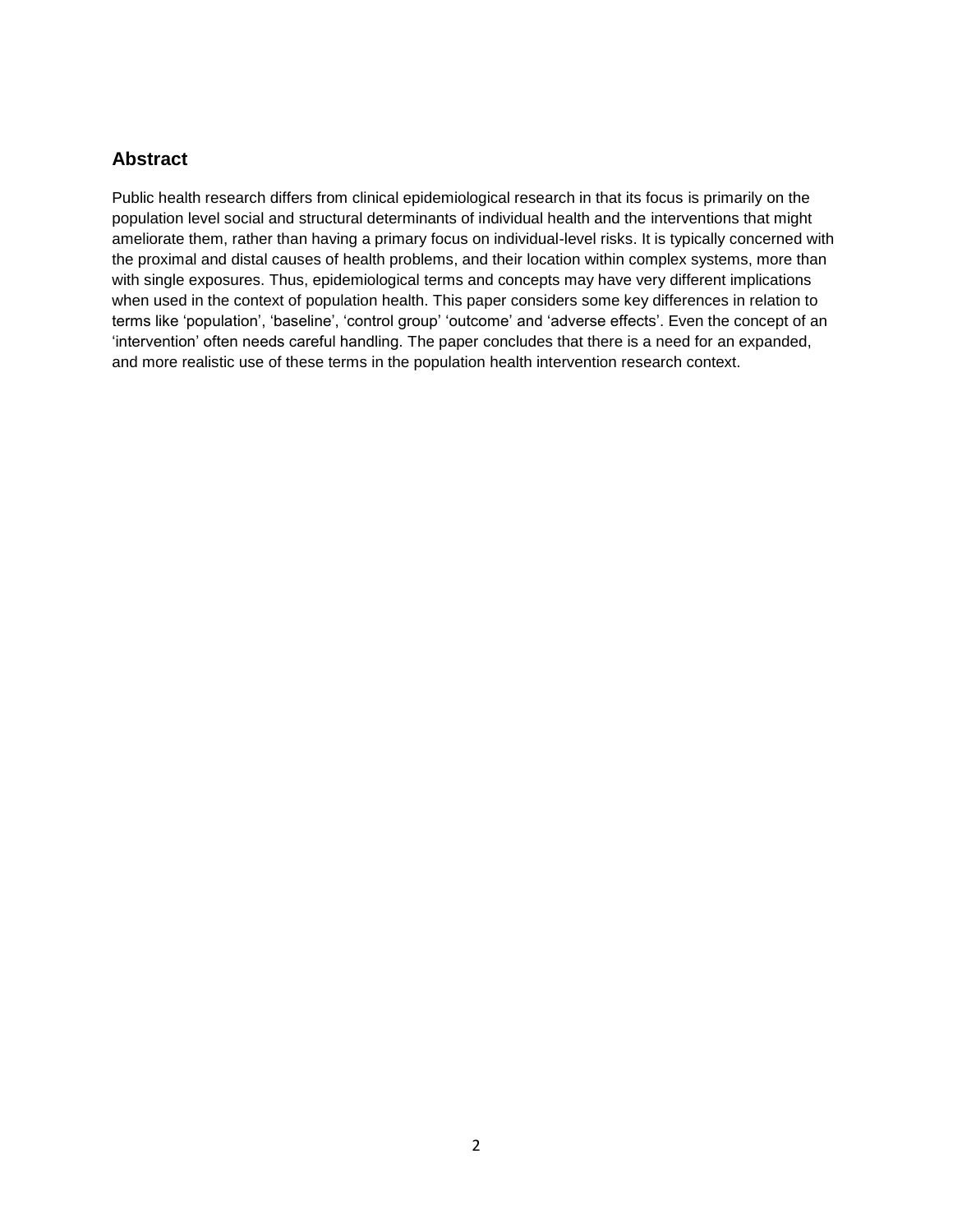## Abstract

Public health research differs from clinical epidemiological research in that its focus is primarily on the population level social and structural determinants of individual health and the interventions that might ameliorate them, rather than having a primary focus on individual-level risks. It is typically concerned with the proximal and distal causes of health problems, and their location within complex systems, more than with single exposures. Thus, epidemiological terms and concepts may have very different implications when used in the context of population health. This paper considers some key differences in relation to terms like 'population', 'baseline', 'control group' 'outcome' and 'adverse effects'. Even the concept of an 'intervention' often needs careful handling. The paper concludes that there is a need for an expanded, and more realistic use of these terms in the population health intervention research context.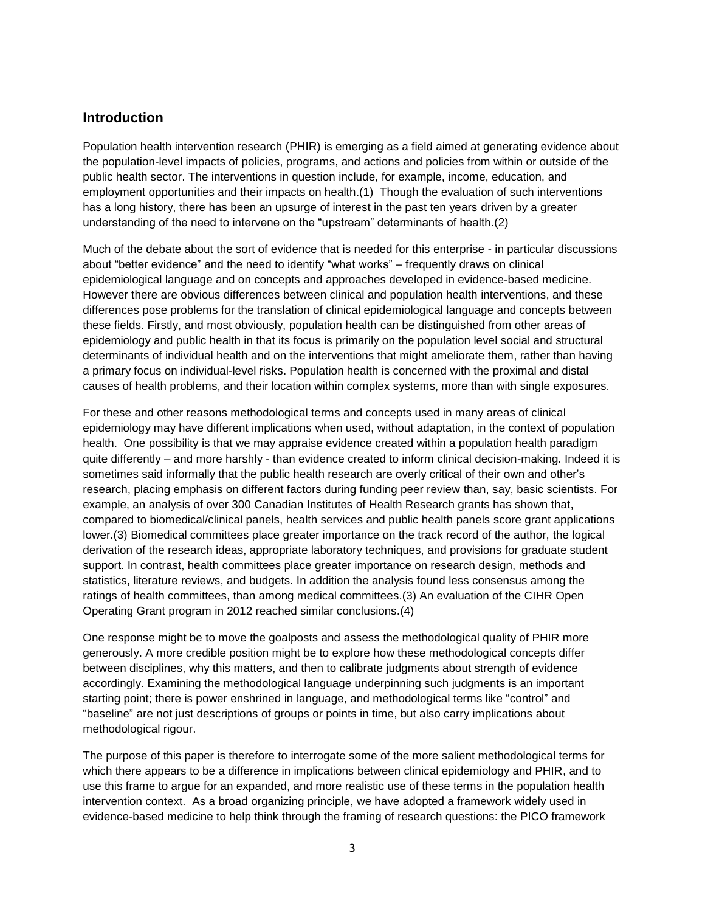## Introduction

Population health intervention research (PHIR) is emerging as a field aimed at generating evidence about the population-level impacts of policies, programs, and actions and policies from within or outside of the public health sector. The interventions in question include, for example, income, education, and employment opportunities and their impacts on health.(1) Though the evaluation of such interventions has a long history, there has been an upsurge of interest in the past ten years driven by a greater understanding of the need to intervene on the "upstream" determinants of health.(2)

Much of the debate about the sort of evidence that is needed for this enterprise - in particular discussions about "better evidence" and the need to identify "what works" – frequently draws on clinical epidemiological language and on concepts and approaches developed in evidence-based medicine. However there are obvious differences between clinical and population health interventions, and these differences pose problems for the translation of clinical epidemiological language and concepts between these fields. Firstly, and most obviously, population health can be distinguished from other areas of epidemiology and public health in that its focus is primarily on the population level social and structural determinants of individual health and on the interventions that might ameliorate them, rather than having a primary focus on individual-level risks. Population health is concerned with the proximal and distal causes of health problems, and their location within complex systems, more than with single exposures.

For these and other reasons methodological terms and concepts used in many areas of clinical epidemiology may have different implications when used, without adaptation, in the context of population health. One possibility is that we may appraise evidence created within a population health paradigm quite differently – and more harshly - than evidence created to inform clinical decision-making. Indeed it is sometimes said informally that the public health research are overly critical of their own and other's research, placing emphasis on different factors during funding peer review than, say, basic scientists. For example, an analysis of over 300 Canadian Institutes of Health Research grants has shown that, compared to biomedical/clinical panels, health services and public health panels score grant applications lower.(3) Biomedical committees place greater importance on the track record of the author, the logical derivation of the research ideas, appropriate laboratory techniques, and provisions for graduate student support. In contrast, health committees place greater importance on research design, methods and statistics, literature reviews, and budgets. In addition the analysis found less consensus among the ratings of health committees, than among medical committees.(3) An evaluation of the CIHR Open Operating Grant program in 2012 reached similar conclusions.(4)

One response might be to move the goalposts and assess the methodological quality of PHIR more generously. A more credible position might be to explore how these methodological concepts differ between disciplines, why this matters, and then to calibrate judgments about strength of evidence accordingly. Examining the methodological language underpinning such judgments is an important starting point; there is power enshrined in language, and methodological terms like "control" and "baseline" are not just descriptions of groups or points in time, but also carry implications about methodological rigour.

The purpose of this paper is therefore to interrogate some of the more salient methodological terms for which there appears to be a difference in implications between clinical epidemiology and PHIR, and to use this frame to argue for an expanded, and more realistic use of these terms in the population health intervention context. As a broad organizing principle, we have adopted a framework widely used in evidence-based medicine to help think through the framing of research questions: the PICO framework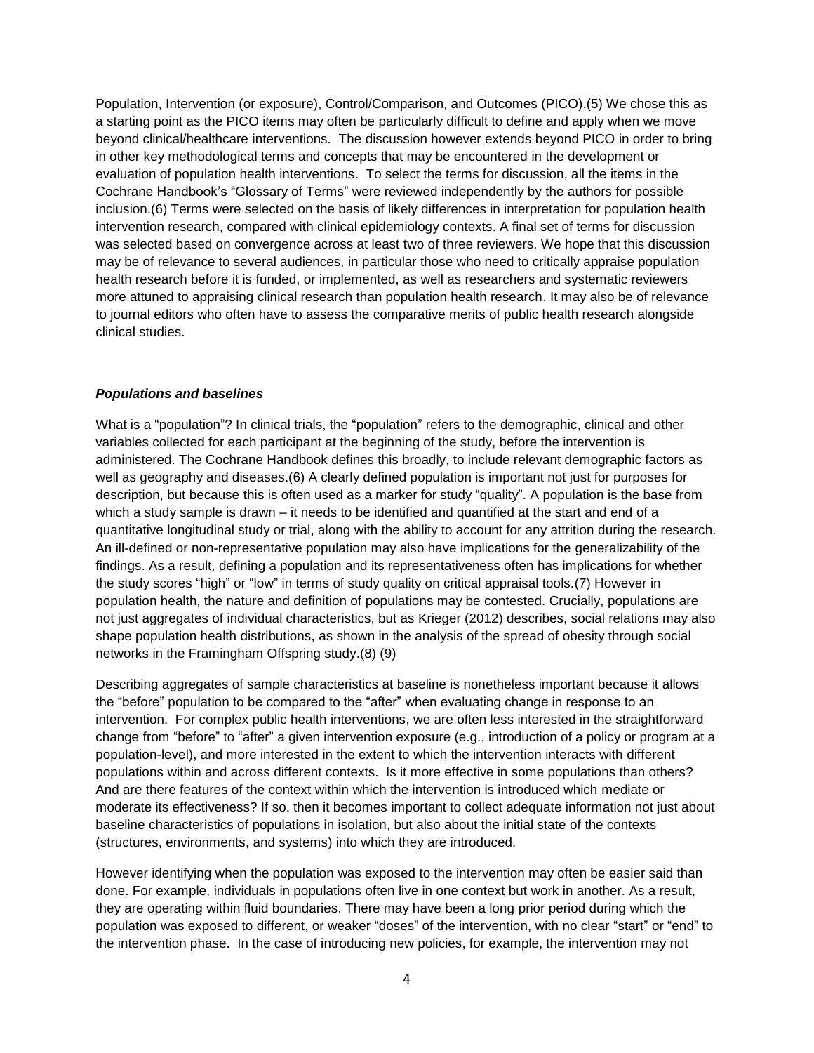Population, Intervention (or exposure), Control/Comparison, and Outcomes (PICO).(5) We chose this as a starting point as the PICO items may often be particularly difficult to define and apply when we move beyond clinical/healthcare interventions. The discussion however extends beyond PICO in order to bring in other key methodological terms and concepts that may be encountered in the development or evaluation of population health interventions. To select the terms for discussion, all the items in the Cochrane Handbook's "Glossary of Terms" were reviewed independently by the authors for possible inclusion.(6) Terms were selected on the basis of likely differences in interpretation for population health intervention research, compared with clinical epidemiology contexts. A final set of terms for discussion was selected based on convergence across at least two of three reviewers. We hope that this discussion may be of relevance to several audiences, in particular those who need to critically appraise population health research before it is funded, or implemented, as well as researchers and systematic reviewers more attuned to appraising clinical research than population health research. It may also be of relevance to journal editors who often have to assess the comparative merits of public health research alongside clinical studies.

### ***Populations and baselines***

What is a "population"? In clinical trials, the "population" refers to the demographic, clinical and other variables collected for each participant at the beginning of the study, before the intervention is administered. The Cochrane Handbook defines this broadly, to include relevant demographic factors as well as geography and diseases.(6) A clearly defined population is important not just for purposes for description, but because this is often used as a marker for study "quality". A population is the base from which a study sample is drawn – it needs to be identified and quantified at the start and end of a quantitative longitudinal study or trial, along with the ability to account for any attrition during the research. An ill-defined or non-representative population may also have implications for the generalizability of the findings. As a result, defining a population and its representativeness often has implications for whether the study scores "high" or "low" in terms of study quality on critical appraisal tools.(7) However in population health, the nature and definition of populations may be contested. Crucially, populations are not just aggregates of individual characteristics, but as Krieger (2012) describes, social relations may also shape population health distributions, as shown in the analysis of the spread of obesity through social networks in the Framingham Offspring study.(8) (9)

Describing aggregates of sample characteristics at baseline is nonetheless important because it allows the "before" population to be compared to the "after" when evaluating change in response to an intervention. For complex public health interventions, we are often less interested in the straightforward change from "before" to "after" a given intervention exposure (e.g., introduction of a policy or program at a population-level), and more interested in the extent to which the intervention interacts with different populations within and across different contexts. Is it more effective in some populations than others? And are there features of the context within which the intervention is introduced which mediate or moderate its effectiveness? If so, then it becomes important to collect adequate information not just about baseline characteristics of populations in isolation, but also about the initial state of the contexts (structures, environments, and systems) into which they are introduced.

However identifying when the population was exposed to the intervention may often be easier said than done. For example, individuals in populations often live in one context but work in another. As a result, they are operating within fluid boundaries. There may have been a long prior period during which the population was exposed to different, or weaker "doses" of the intervention, with no clear "start" or "end" to the intervention phase. In the case of introducing new policies, for example, the intervention may not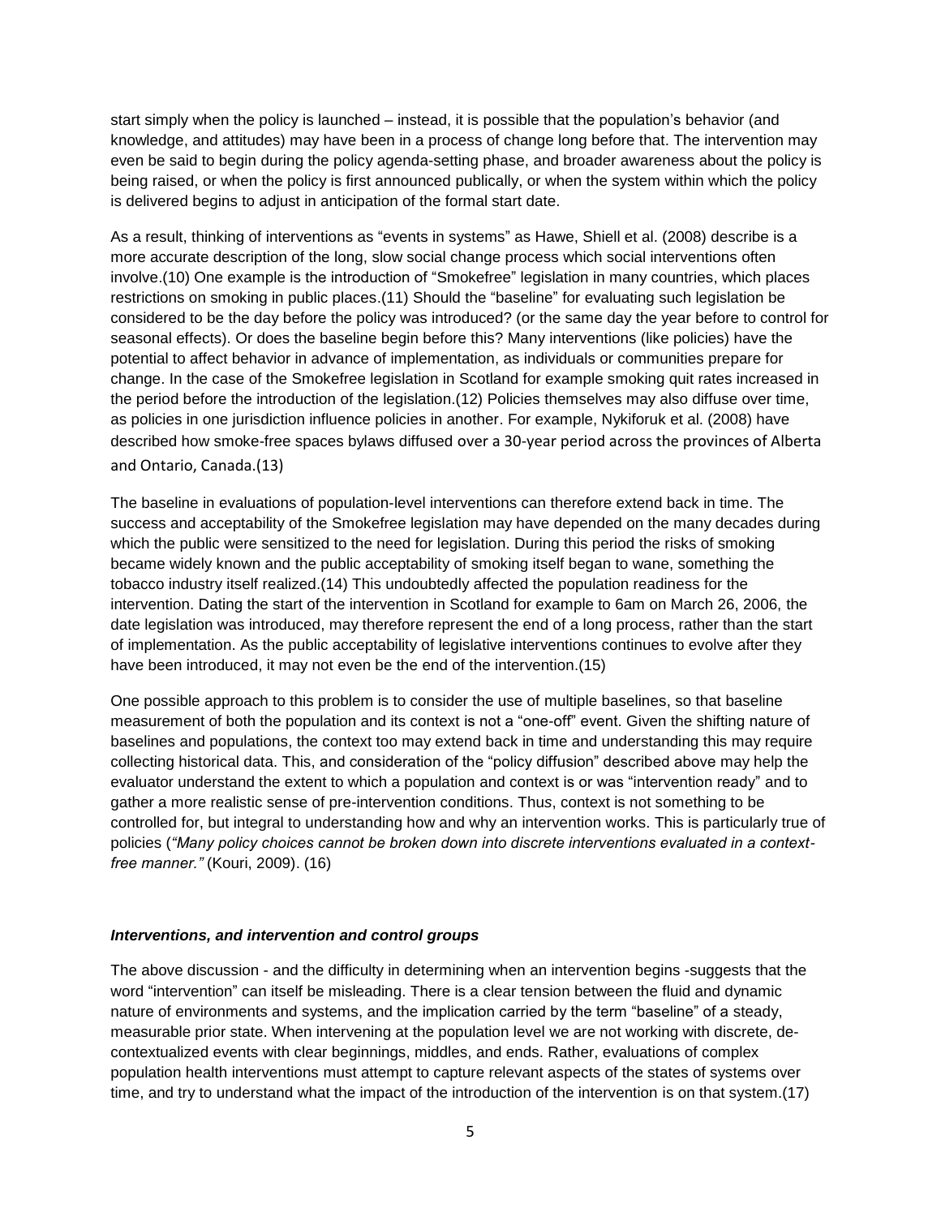start simply when the policy is launched – instead, it is possible that the population's behavior (and knowledge, and attitudes) may have been in a process of change long before that. The intervention may even be said to begin during the policy agenda-setting phase, and broader awareness about the policy is being raised, or when the policy is first announced publically, or when the system within which the policy is delivered begins to adjust in anticipation of the formal start date.

As a result, thinking of interventions as "events in systems" as Hawe, Shiell et al. (2008) describe is a more accurate description of the long, slow social change process which social interventions often involve.(10) One example is the introduction of "Smokefree" legislation in many countries, which places restrictions on smoking in public places.(11) Should the "baseline" for evaluating such legislation be considered to be the day before the policy was introduced? (or the same day the year before to control for seasonal effects). Or does the baseline begin before this? Many interventions (like policies) have the potential to affect behavior in advance of implementation, as individuals or communities prepare for change. In the case of the Smokefree legislation in Scotland for example smoking quit rates increased in the period before the introduction of the legislation.(12) Policies themselves may also diffuse over time, as policies in one jurisdiction influence policies in another. For example, Nykiforuk et al. (2008) have described how smoke-free spaces bylaws diffused over a 30-year period across the provinces of Alberta and Ontario, Canada.(13)

The baseline in evaluations of population-level interventions can therefore extend back in time. The success and acceptability of the Smokefree legislation may have depended on the many decades during which the public were sensitized to the need for legislation. During this period the risks of smoking became widely known and the public acceptability of smoking itself began to wane, something the tobacco industry itself realized.(14) This undoubtedly affected the population readiness for the intervention. Dating the start of the intervention in Scotland for example to 6am on March 26, 2006, the date legislation was introduced, may therefore represent the end of a long process, rather than the start of implementation. As the public acceptability of legislative interventions continues to evolve after they have been introduced, it may not even be the end of the intervention.(15)

One possible approach to this problem is to consider the use of multiple baselines, so that baseline measurement of both the population and its context is not a "one-off" event. Given the shifting nature of baselines and populations, the context too may extend back in time and understanding this may require collecting historical data. This, and consideration of the "policy diffusion" described above may help the evaluator understand the extent to which a population and context is or was "intervention ready" and to gather a more realistic sense of pre-intervention conditions. Thus, context is not something to be controlled for, but integral to understanding how and why an intervention works. This is particularly true of policies (*"Many policy choices cannot be broken down into discrete interventions evaluated in a context-free manner."* (Kouri, 2009). (16)

### *Interventions, and intervention and control groups*

The above discussion - and the difficulty in determining when an intervention begins -suggests that the word "intervention" can itself be misleading. There is a clear tension between the fluid and dynamic nature of environments and systems, and the implication carried by the term "baseline" of a steady, measurable prior state. When intervening at the population level we are not working with discrete, de-contextualized events with clear beginnings, middles, and ends. Rather, evaluations of complex population health interventions must attempt to capture relevant aspects of the states of systems over time, and try to understand what the impact of the introduction of the intervention is on that system.(17)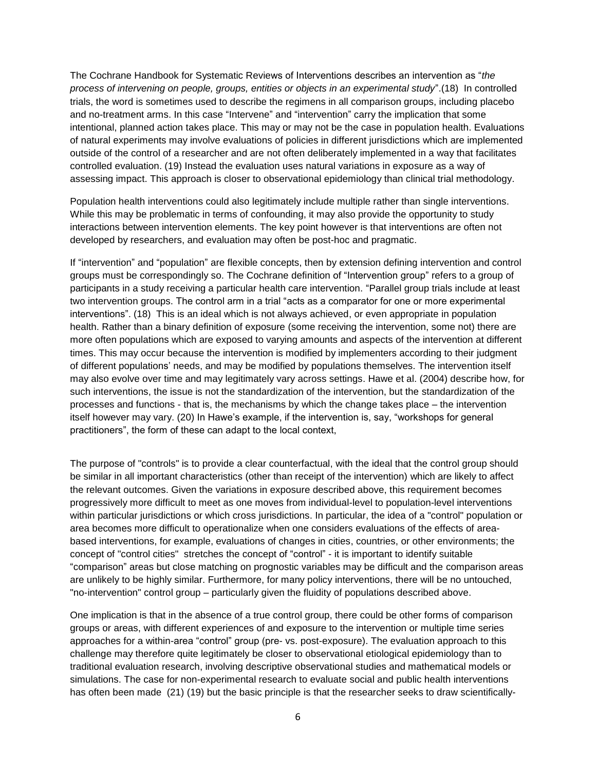The Cochrane Handbook for Systematic Reviews of Interventions describes an intervention as "*the process of intervening on people, groups, entities or objects in an experimental study*".(18) In controlled trials, the word is sometimes used to describe the regimens in all comparison groups, including placebo and no-treatment arms. In this case "Intervene" and "intervention" carry the implication that some intentional, planned action takes place. This may or may not be the case in population health. Evaluations of natural experiments may involve evaluations of policies in different jurisdictions which are implemented outside of the control of a researcher and are not often deliberately implemented in a way that facilitates controlled evaluation. (19) Instead the evaluation uses natural variations in exposure as a way of assessing impact. This approach is closer to observational epidemiology than clinical trial methodology.

Population health interventions could also legitimately include multiple rather than single interventions. While this may be problematic in terms of confounding, it may also provide the opportunity to study interactions between intervention elements. The key point however is that interventions are often not developed by researchers, and evaluation may often be post-hoc and pragmatic.

If "intervention" and "population" are flexible concepts, then by extension defining intervention and control groups must be correspondingly so. The Cochrane definition of "Intervention group" refers to a group of participants in a study receiving a particular health care intervention. "Parallel group trials include at least two intervention groups. The control arm in a trial "acts as a comparator for one or more experimental interventions". (18) This is an ideal which is not always achieved, or even appropriate in population health. Rather than a binary definition of exposure (some receiving the intervention, some not) there are more often populations which are exposed to varying amounts and aspects of the intervention at different times. This may occur because the intervention is modified by implementers according to their judgment of different populations' needs, and may be modified by populations themselves. The intervention itself may also evolve over time and may legitimately vary across settings. Hawe et al. (2004) describe how, for such interventions, the issue is not the standardization of the intervention, but the standardization of the processes and functions - that is, the mechanisms by which the change takes place – the intervention itself however may vary. (20) In Hawe's example, if the intervention is, say, "workshops for general practitioners", the form of these can adapt to the local context,

The purpose of "controls" is to provide a clear counterfactual, with the ideal that the control group should be similar in all important characteristics (other than receipt of the intervention) which are likely to affect the relevant outcomes. Given the variations in exposure described above, this requirement becomes progressively more difficult to meet as one moves from individual-level to population-level interventions within particular jurisdictions or which cross jurisdictions. In particular, the idea of a "control" population or area becomes more difficult to operationalize when one considers evaluations of the effects of area-based interventions, for example, evaluations of changes in cities, countries, or other environments; the concept of "control cities" stretches the concept of "control" - it is important to identify suitable "comparison" areas but close matching on prognostic variables may be difficult and the comparison areas are unlikely to be highly similar. Furthermore, for many policy interventions, there will be no untouched, "no-intervention" control group – particularly given the fluidity of populations described above.

One implication is that in the absence of a true control group, there could be other forms of comparison groups or areas, with different experiences of and exposure to the intervention or multiple time series approaches for a within-area "control" group (pre- vs. post-exposure). The evaluation approach to this challenge may therefore quite legitimately be closer to observational etiological epidemiology than to traditional evaluation research, involving descriptive observational studies and mathematical models or simulations. The case for non-experimental research to evaluate social and public health interventions has often been made (21) (19) but the basic principle is that the researcher seeks to draw scientifically-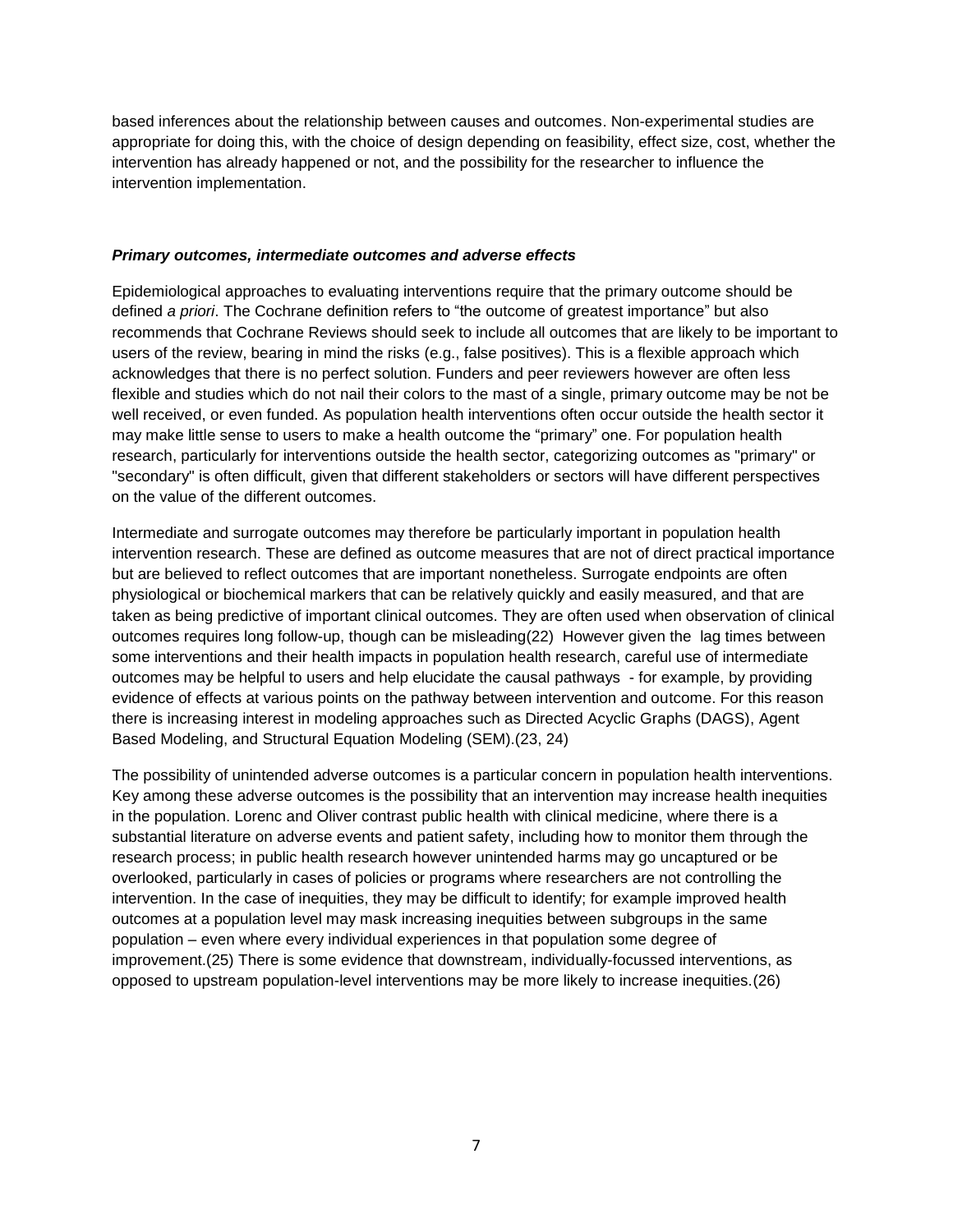based inferences about the relationship between causes and outcomes. Non-experimental studies are appropriate for doing this, with the choice of design depending on feasibility, effect size, cost, whether the intervention has already happened or not, and the possibility for the researcher to influence the intervention implementation.

### *Primary outcomes, intermediate outcomes and adverse effects*

Epidemiological approaches to evaluating interventions require that the primary outcome should be defined *a priori*. The Cochrane definition refers to "the outcome of greatest importance" but also recommends that Cochrane Reviews should seek to include all outcomes that are likely to be important to users of the review, bearing in mind the risks (e.g., false positives). This is a flexible approach which acknowledges that there is no perfect solution. Funders and peer reviewers however are often less flexible and studies which do not nail their colors to the mast of a single, primary outcome may be not be well received, or even funded. As population health interventions often occur outside the health sector it may make little sense to users to make a health outcome the "primary" one. For population health research, particularly for interventions outside the health sector, categorizing outcomes as "primary" or "secondary" is often difficult, given that different stakeholders or sectors will have different perspectives on the value of the different outcomes.

Intermediate and surrogate outcomes may therefore be particularly important in population health intervention research. These are defined as outcome measures that are not of direct practical importance but are believed to reflect outcomes that are important nonetheless. Surrogate endpoints are often physiological or biochemical markers that can be relatively quickly and easily measured, and that are taken as being predictive of important clinical outcomes. They are often used when observation of clinical outcomes requires long follow-up, though can be misleading(22) However given the lag times between some interventions and their health impacts in population health research, careful use of intermediate outcomes may be helpful to users and help elucidate the causal pathways - for example, by providing evidence of effects at various points on the pathway between intervention and outcome. For this reason there is increasing interest in modeling approaches such as Directed Acyclic Graphs (DAGS), Agent Based Modeling, and Structural Equation Modeling (SEM).(23, 24)

The possibility of unintended adverse outcomes is a particular concern in population health interventions. Key among these adverse outcomes is the possibility that an intervention may increase health inequities in the population. Lorenc and Oliver contrast public health with clinical medicine, where there is a substantial literature on adverse events and patient safety, including how to monitor them through the research process; in public health research however unintended harms may go uncaptured or be overlooked, particularly in cases of policies or programs where researchers are not controlling the intervention. In the case of inequities, they may be difficult to identify; for example improved health outcomes at a population level may mask increasing inequities between subgroups in the same population – even where every individual experiences in that population some degree of improvement.(25) There is some evidence that downstream, individually-focussed interventions, as opposed to upstream population-level interventions may be more likely to increase inequities.(26)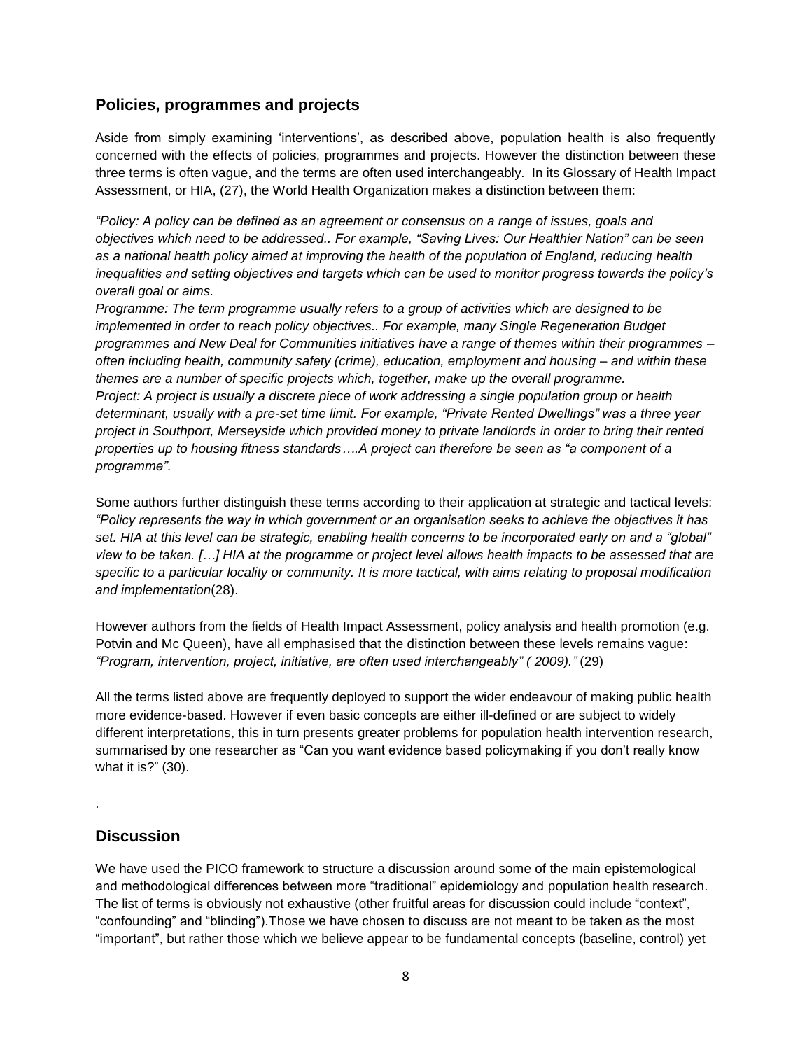## Policies, programmes and projects

Aside from simply examining 'interventions', as described above, population health is also frequently concerned with the effects of policies, programmes and projects. However the distinction between these three terms is often vague, and the terms are often used interchangeably. In its Glossary of Health Impact Assessment, or HIA, (27), the World Health Organization makes a distinction between them:

*"Policy: A policy can be defined as an agreement or consensus on a range of issues, goals and objectives which need to be addressed.. For example, "Saving Lives: Our Healthier Nation" can be seen as a national health policy aimed at improving the health of the population of England, reducing health inequalities and setting objectives and targets which can be used to monitor progress towards the policy's overall goal or aims.*
*Programme: The term programme usually refers to a group of activities which are designed to be implemented in order to reach policy objectives.. For example, many Single Regeneration Budget programmes and New Deal for Communities initiatives have a range of themes within their programmes – often including health, community safety (crime), education, employment and housing – and within these themes are a number of specific projects which, together, make up the overall programme.*
*Project: A project is usually a discrete piece of work addressing a single population group or health determinant, usually with a pre-set time limit. For example, "Private Rented Dwellings" was a three year project in Southport, Merseyside which provided money to private landlords in order to bring their rented properties up to housing fitness standards….A project can therefore be seen as "a component of a programme".*

Some authors further distinguish these terms according to their application at strategic and tactical levels: *"Policy represents the way in which government or an organisation seeks to achieve the objectives it has set. HIA at this level can be strategic, enabling health concerns to be incorporated early on and a "global" view to be taken. […] HIA at the programme or project level allows health impacts to be assessed that are specific to a particular locality or community. It is more tactical, with aims relating to proposal modification and implementation*(28).

However authors from the fields of Health Impact Assessment, policy analysis and health promotion (e.g. Potvin and Mc Queen), have all emphasised that the distinction between these levels remains vague: *"Program, intervention, project, initiative, are often used interchangeably" ( 2009)."* (29)

All the terms listed above are frequently deployed to support the wider endeavour of making public health more evidence-based. However if even basic concepts are either ill-defined or are subject to widely different interpretations, this in turn presents greater problems for population health intervention research, summarised by one researcher as "Can you want evidence based policymaking if you don't really know what it is?" (30).

.

## Discussion

We have used the PICO framework to structure a discussion around some of the main epistemological and methodological differences between more "traditional" epidemiology and population health research. The list of terms is obviously not exhaustive (other fruitful areas for discussion could include "context", "confounding" and "blinding").Those we have chosen to discuss are not meant to be taken as the most "important", but rather those which we believe appear to be fundamental concepts (baseline, control) yet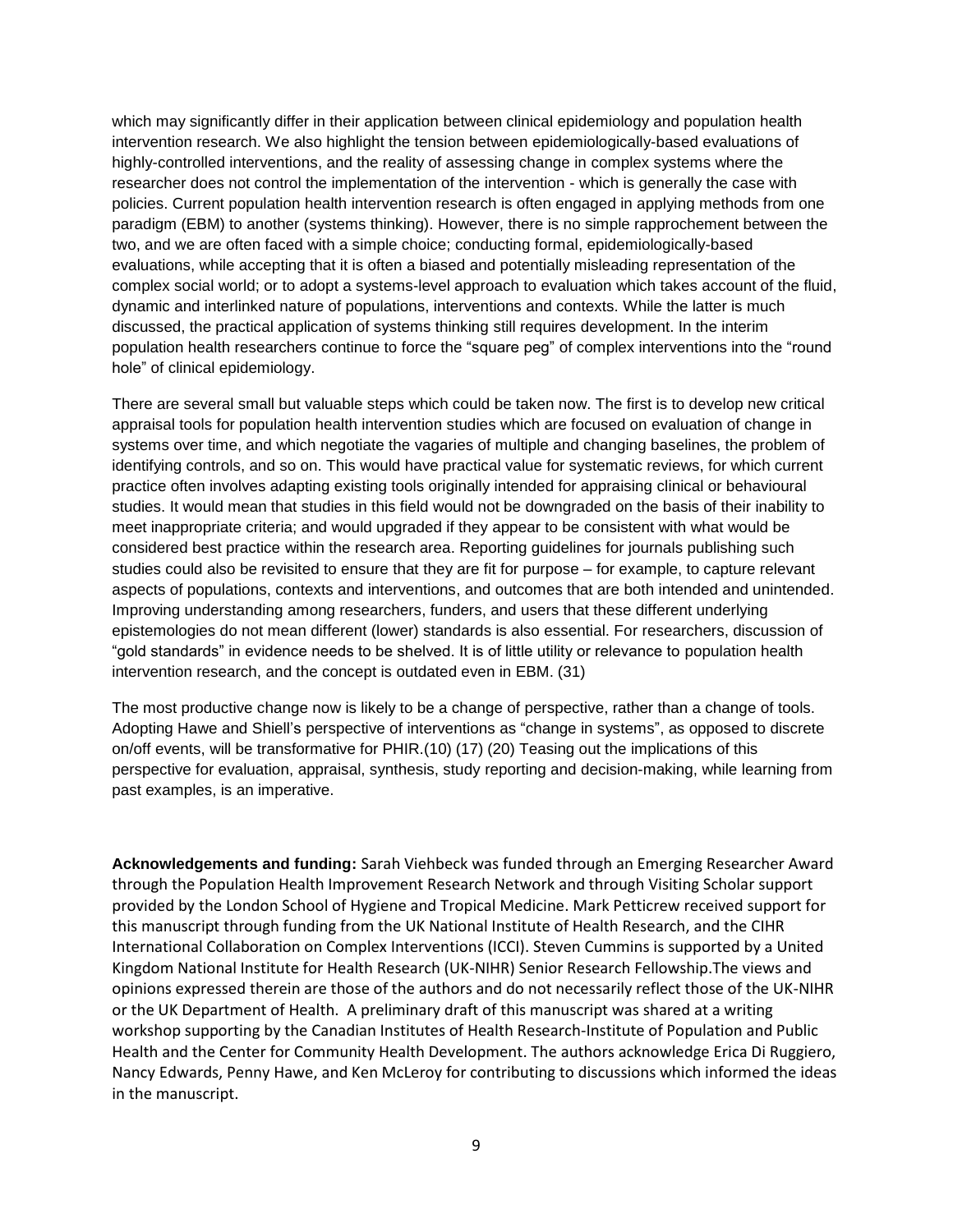which may significantly differ in their application between clinical epidemiology and population health intervention research. We also highlight the tension between epidemiologically-based evaluations of highly-controlled interventions, and the reality of assessing change in complex systems where the researcher does not control the implementation of the intervention - which is generally the case with policies. Current population health intervention research is often engaged in applying methods from one paradigm (EBM) to another (systems thinking). However, there is no simple rapprochement between the two, and we are often faced with a simple choice; conducting formal, epidemiologically-based evaluations, while accepting that it is often a biased and potentially misleading representation of the complex social world; or to adopt a systems-level approach to evaluation which takes account of the fluid, dynamic and interlinked nature of populations, interventions and contexts. While the latter is much discussed, the practical application of systems thinking still requires development. In the interim population health researchers continue to force the "square peg" of complex interventions into the "round hole" of clinical epidemiology.

There are several small but valuable steps which could be taken now. The first is to develop new critical appraisal tools for population health intervention studies which are focused on evaluation of change in systems over time, and which negotiate the vagaries of multiple and changing baselines, the problem of identifying controls, and so on. This would have practical value for systematic reviews, for which current practice often involves adapting existing tools originally intended for appraising clinical or behavioural studies. It would mean that studies in this field would not be downgraded on the basis of their inability to meet inappropriate criteria; and would upgraded if they appear to be consistent with what would be considered best practice within the research area. Reporting guidelines for journals publishing such studies could also be revisited to ensure that they are fit for purpose – for example, to capture relevant aspects of populations, contexts and interventions, and outcomes that are both intended and unintended. Improving understanding among researchers, funders, and users that these different underlying epistemologies do not mean different (lower) standards is also essential. For researchers, discussion of "gold standards" in evidence needs to be shelved. It is of little utility or relevance to population health intervention research, and the concept is outdated even in EBM. (31)

The most productive change now is likely to be a change of perspective, rather than a change of tools. Adopting Hawe and Shiell's perspective of interventions as "change in systems", as opposed to discrete on/off events, will be transformative for PHIR.(10) (17) (20) Teasing out the implications of this perspective for evaluation, appraisal, synthesis, study reporting and decision-making, while learning from past examples, is an imperative.

**Acknowledgements and funding:** Sarah Viehbeck was funded through an Emerging Researcher Award through the Population Health Improvement Research Network and through Visiting Scholar support provided by the London School of Hygiene and Tropical Medicine. Mark Petticrew received support for this manuscript through funding from the UK National Institute of Health Research, and the CIHR International Collaboration on Complex Interventions (ICCI). Steven Cummins is supported by a United Kingdom National Institute for Health Research (UK-NIHR) Senior Research Fellowship.The views and opinions expressed therein are those of the authors and do not necessarily reflect those of the UK-NIHR or the UK Department of Health. A preliminary draft of this manuscript was shared at a writing workshop supporting by the Canadian Institutes of Health Research-Institute of Population and Public Health and the Center for Community Health Development. The authors acknowledge Erica Di Ruggiero, Nancy Edwards, Penny Hawe, and Ken McLeroy for contributing to discussions which informed the ideas in the manuscript.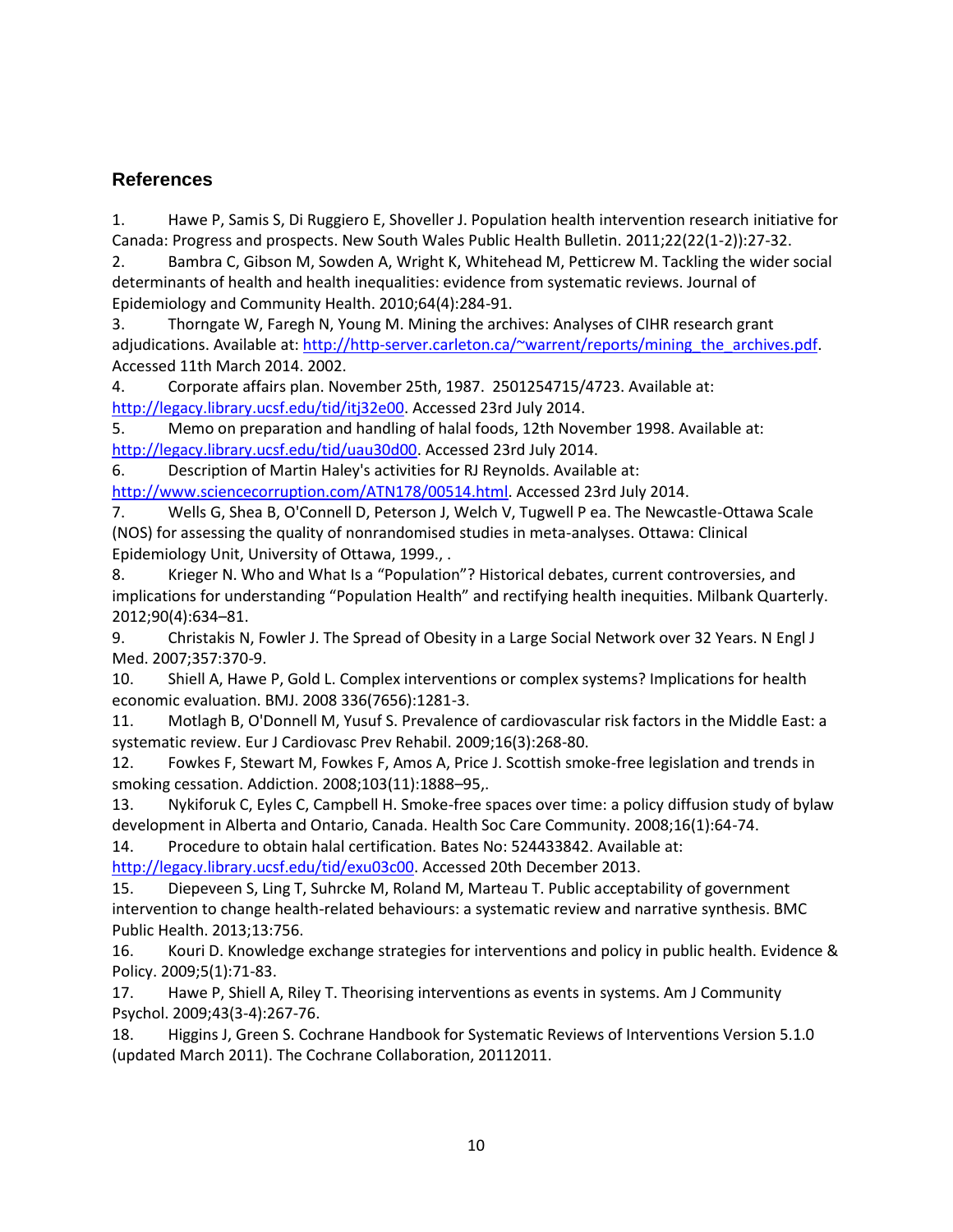## References

1. Hawe P, Samis S, Di Ruggiero E, Shoveller J. Population health intervention research initiative for Canada: Progress and prospects. New South Wales Public Health Bulletin. 2011;22(22(1-2)):27-32.
2. Bambra C, Gibson M, Sowden A, Wright K, Whitehead M, Petticrew M. Tackling the wider social determinants of health and health inequalities: evidence from systematic reviews. Journal of Epidemiology and Community Health. 2010;64(4):284-91.
3. Thorngate W, Faregh N, Young M. Mining the archives: Analyses of CIHR research grant adjudications. Available at: http://http-server.carleton.ca/~warrent/reports/mining_the_archives.pdf. Accessed 11th March 2014. 2002.
4. Corporate affairs plan. November 25th, 1987. 2501254715/4723. Available at: http://legacy.library.ucsf.edu/tid/itj32e00. Accessed 23rd July 2014.
5. Memo on preparation and handling of halal foods, 12th November 1998. Available at: http://legacy.library.ucsf.edu/tid/uau30d00. Accessed 23rd July 2014.
6. Description of Martin Haley's activities for RJ Reynolds. Available at: http://www.sciencecorruption.com/ATN178/00514.html. Accessed 23rd July 2014.
7. Wells G, Shea B, O'Connell D, Peterson J, Welch V, Tugwell P ea. The Newcastle-Ottawa Scale (NOS) for assessing the quality of nonrandomised studies in meta-analyses. Ottawa: Clinical Epidemiology Unit, University of Ottawa, 1999., .
8. Krieger N. Who and What Is a "Population"? Historical debates, current controversies, and implications for understanding "Population Health" and rectifying health inequities. Milbank Quarterly. 2012;90(4):634–81.
9. Christakis N, Fowler J. The Spread of Obesity in a Large Social Network over 32 Years. N Engl J Med. 2007;357:370-9.
10. Shiell A, Hawe P, Gold L. Complex interventions or complex systems? Implications for health economic evaluation. BMJ. 2008 336(7656):1281-3.
11. Motlagh B, O'Donnell M, Yusuf S. Prevalence of cardiovascular risk factors in the Middle East: a systematic review. Eur J Cardiovasc Prev Rehabil. 2009;16(3):268-80.
12. Fowkes F, Stewart M, Fowkes F, Amos A, Price J. Scottish smoke-free legislation and trends in smoking cessation. Addiction. 2008;103(11):1888–95,.
13. Nykiforuk C, Eyles C, Campbell H. Smoke-free spaces over time: a policy diffusion study of bylaw development in Alberta and Ontario, Canada. Health Soc Care Community. 2008;16(1):64-74.
14. Procedure to obtain halal certification. Bates No: 524433842. Available at: http://legacy.library.ucsf.edu/tid/exu03c00. Accessed 20th December 2013.
15. Diepeveen S, Ling T, Suhrcke M, Roland M, Marteau T. Public acceptability of government intervention to change health-related behaviours: a systematic review and narrative synthesis. BMC Public Health. 2013;13:756.
16. Kouri D. Knowledge exchange strategies for interventions and policy in public health. Evidence & Policy. 2009;5(1):71-83.
17. Hawe P, Shiell A, Riley T. Theorising interventions as events in systems. Am J Community Psychol. 2009;43(3-4):267-76.
18. Higgins J, Green S. Cochrane Handbook for Systematic Reviews of Interventions Version 5.1.0 (updated March 2011). The Cochrane Collaboration, 20112011.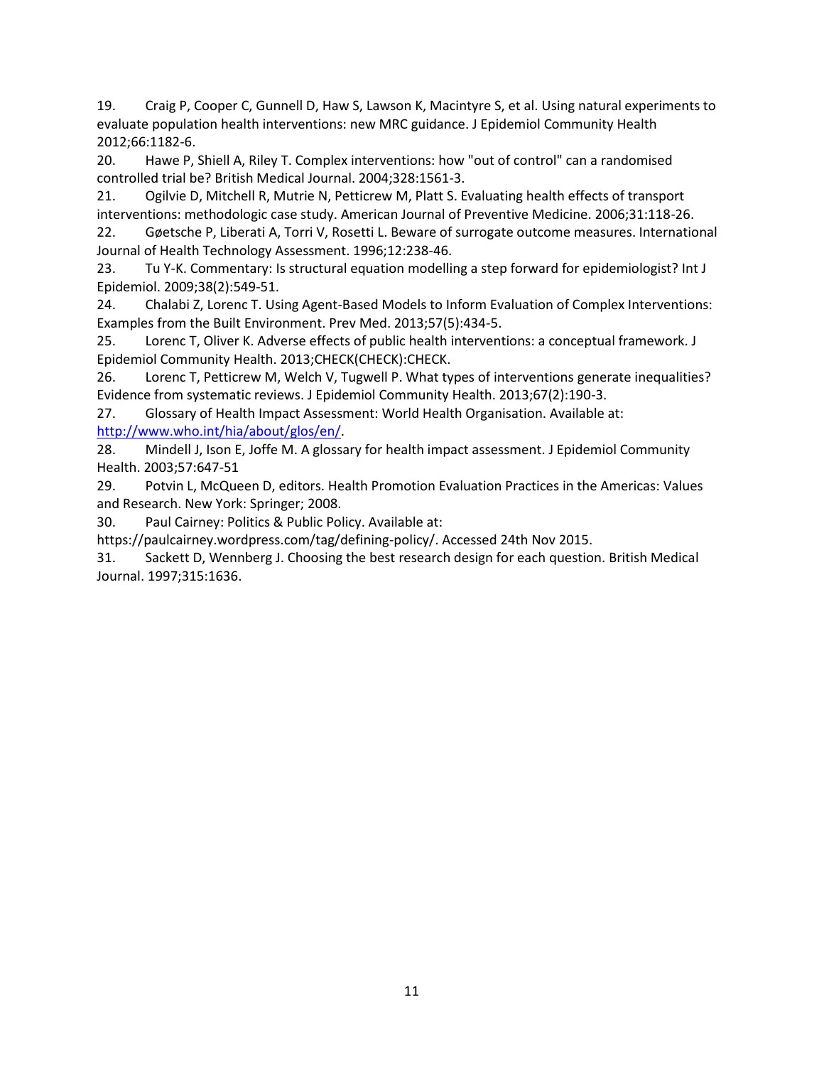19. Craig P, Cooper C, Gunnell D, Haw S, Lawson K, Macintyre S, et al. Using natural experiments to evaluate population health interventions: new MRC guidance. J Epidemiol Community Health 2012;66:1182-6.
20. Hawe P, Shiell A, Riley T. Complex interventions: how "out of control" can a randomised controlled trial be? British Medical Journal. 2004;328:1561-3.
21. Ogilvie D, Mitchell R, Mutrie N, Petticrew M, Platt S. Evaluating health effects of transport interventions: methodologic case study. American Journal of Preventive Medicine. 2006;31:118-26.
22. Gøetsche P, Liberati A, Torri V, Rosetti L. Beware of surrogate outcome measures. International Journal of Health Technology Assessment. 1996;12:238-46.
23. Tu Y-K. Commentary: Is structural equation modelling a step forward for epidemiologist? Int J Epidemiol. 2009;38(2):549-51.
24. Chalabi Z, Lorenc T. Using Agent-Based Models to Inform Evaluation of Complex Interventions: Examples from the Built Environment. Prev Med. 2013;57(5):434-5.
25. Lorenc T, Oliver K. Adverse effects of public health interventions: a conceptual framework. J Epidemiol Community Health. 2013;CHECK(CHECK):CHECK.
26. Lorenc T, Petticrew M, Welch V, Tugwell P. What types of interventions generate inequalities? Evidence from systematic reviews. J Epidemiol Community Health. 2013;67(2):190-3.
27. Glossary of Health Impact Assessment: World Health Organisation. Available at: http://www.who.int/hia/about/glos/en/.
28. Mindell J, Ison E, Joffe M. A glossary for health impact assessment. J Epidemiol Community Health. 2003;57:647-51
29. Potvin L, McQueen D, editors. Health Promotion Evaluation Practices in the Americas: Values and Research. New York: Springer; 2008.
30. Paul Cairney: Politics & Public Policy. Available at: https://paulcairney.wordpress.com/tag/defining-policy/. Accessed 24th Nov 2015.
31. Sackett D, Wennberg J. Choosing the best research design for each question. British Medical Journal. 1997;315:1636.